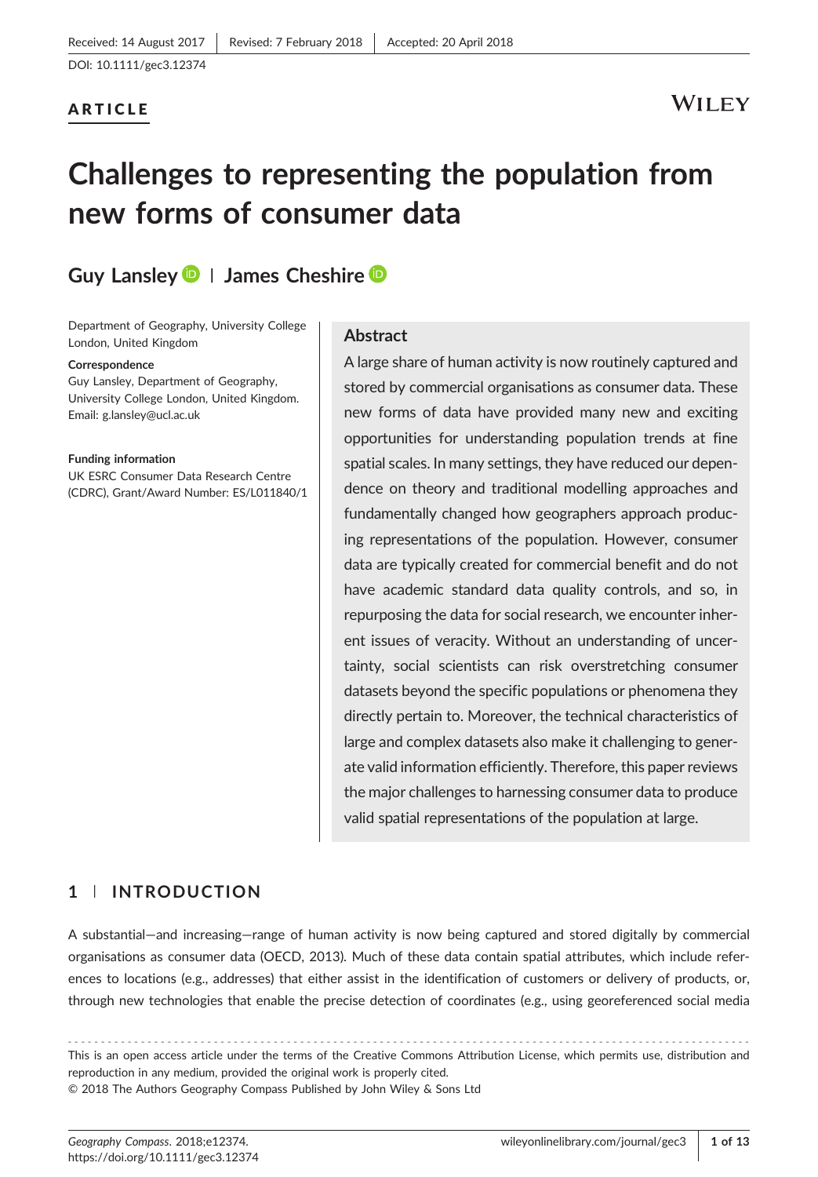Received: 14 August 2017 | Revised: 7 February 2018 | Accepted: 20 April 2018

DOI: 10.1111/gec3.12374

**ARTICLE**

# Challenges to representing the population from new forms of consumer data

**Guy Lansley** | **James Cheshire**

Department of Geography, University College London, United Kingdom

**Correspondence**
Guy Lansley, Department of Geography, University College London, United Kingdom.
Email: g.lansley@ucl.ac.uk

**Funding information**
UK ESRC Consumer Data Research Centre (CDRC), Grant/Award Number: ES/L011840/1

## Abstract

A large share of human activity is now routinely captured and stored by commercial organisations as consumer data. These new forms of data have provided many new and exciting opportunities for understanding population trends at fine spatial scales. In many settings, they have reduced our dependence on theory and traditional modelling approaches and fundamentally changed how geographers approach producing representations of the population. However, consumer data are typically created for commercial benefit and do not have academic standard data quality controls, and so, in repurposing the data for social research, we encounter inherent issues of veracity. Without an understanding of uncertainty, social scientists can risk overstretching consumer datasets beyond the specific populations or phenomena they directly pertain to. Moreover, the technical characteristics of large and complex datasets also make it challenging to generate valid information efficiently. Therefore, this paper reviews the major challenges to harnessing consumer data to produce valid spatial representations of the population at large.

## 1 | INTRODUCTION

A substantial—and increasing—range of human activity is now being captured and stored digitally by commercial organisations as consumer data (OECD, 2013). Much of these data contain spatial attributes, which include references to locations (e.g., addresses) that either assist in the identification of customers or delivery of products, or, through new technologies that enable the precise detection of coordinates (e.g., using georeferenced social media

This is an open access article under the terms of the Creative Commons Attribution License, which permits use, distribution and reproduction in any medium, provided the original work is properly cited.
© 2018 The Authors Geography Compass Published by John Wiley & Sons Ltd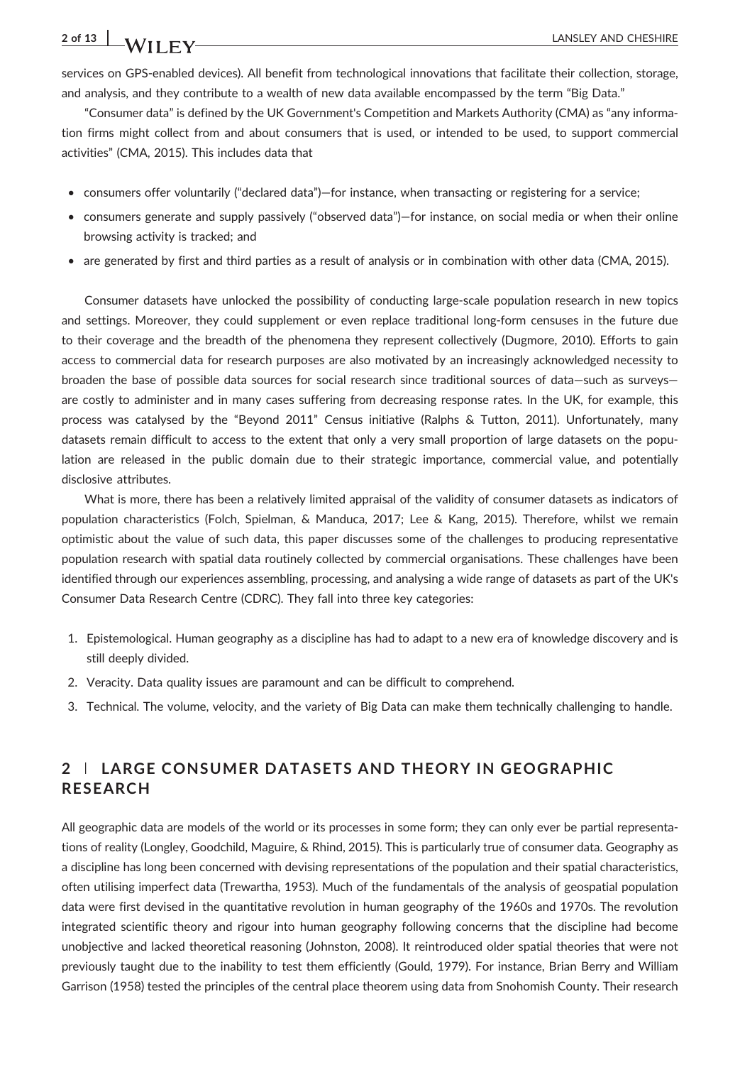services on GPS-enabled devices). All benefit from technological innovations that facilitate their collection, storage, and analysis, and they contribute to a wealth of new data available encompassed by the term "Big Data."

"Consumer data" is defined by the UK Government's Competition and Markets Authority (CMA) as "any information firms might collect from and about consumers that is used, or intended to be used, to support commercial activities" (CMA, 2015). This includes data that

- consumers offer voluntarily ("declared data")—for instance, when transacting or registering for a service;
- consumers generate and supply passively ("observed data")—for instance, on social media or when their online browsing activity is tracked; and
- are generated by first and third parties as a result of analysis or in combination with other data (CMA, 2015).

Consumer datasets have unlocked the possibility of conducting large-scale population research in new topics and settings. Moreover, they could supplement or even replace traditional long-form censuses in the future due to their coverage and the breadth of the phenomena they represent collectively (Dugmore, 2010). Efforts to gain access to commercial data for research purposes are also motivated by an increasingly acknowledged necessity to broaden the base of possible data sources for social research since traditional sources of data—such as surveys—are costly to administer and in many cases suffering from decreasing response rates. In the UK, for example, this process was catalysed by the "Beyond 2011" Census initiative (Ralphs & Tutton, 2011). Unfortunately, many datasets remain difficult to access to the extent that only a very small proportion of large datasets on the population are released in the public domain due to their strategic importance, commercial value, and potentially disclosive attributes.

What is more, there has been a relatively limited appraisal of the validity of consumer datasets as indicators of population characteristics (Folch, Spielman, & Manduca, 2017; Lee & Kang, 2015). Therefore, whilst we remain optimistic about the value of such data, this paper discusses some of the challenges to producing representative population research with spatial data routinely collected by commercial organisations. These challenges have been identified through our experiences assembling, processing, and analysing a wide range of datasets as part of the UK's Consumer Data Research Centre (CDRC). They fall into three key categories:

1. Epistemological. Human geography as a discipline has had to adapt to a new era of knowledge discovery and is still deeply divided.
2. Veracity. Data quality issues are paramount and can be difficult to comprehend.
3. Technical. The volume, velocity, and the variety of Big Data can make them technically challenging to handle.

## 2 | LARGE CONSUMER DATASETS AND THEORY IN GEOGRAPHIC RESEARCH

All geographic data are models of the world or its processes in some form; they can only ever be partial representations of reality (Longley, Goodchild, Maguire, & Rhind, 2015). This is particularly true of consumer data. Geography as a discipline has long been concerned with devising representations of the population and their spatial characteristics, often utilising imperfect data (Trewartha, 1953). Much of the fundamentals of the analysis of geospatial population data were first devised in the quantitative revolution in human geography of the 1960s and 1970s. The revolution integrated scientific theory and rigour into human geography following concerns that the discipline had become unobjective and lacked theoretical reasoning (Johnston, 2008). It reintroduced older spatial theories that were not previously taught due to the inability to test them efficiently (Gould, 1979). For instance, Brian Berry and William Garrison (1958) tested the principles of the central place theorem using data from Snohomish County. Their research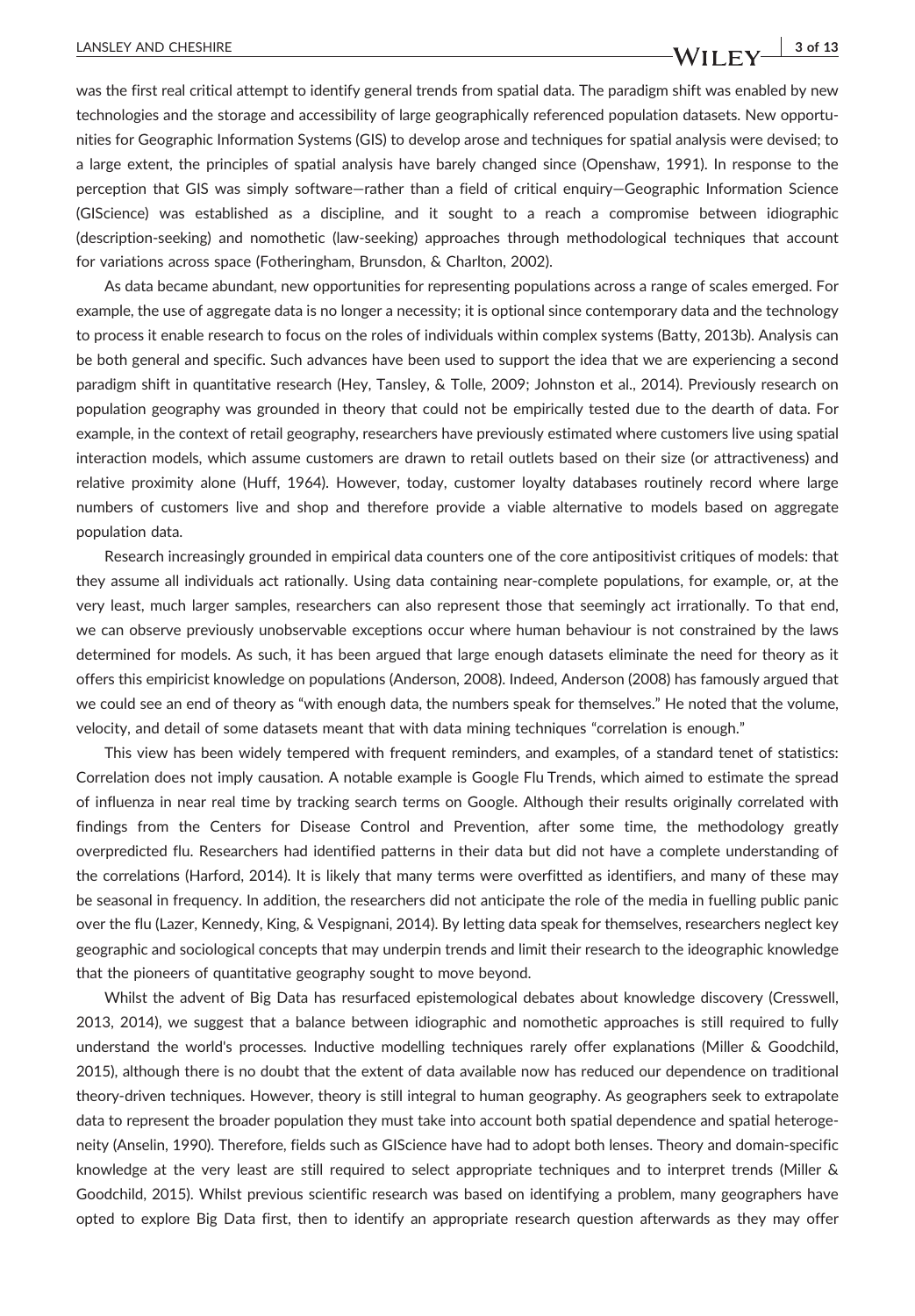was the first real critical attempt to identify general trends from spatial data. The paradigm shift was enabled by new technologies and the storage and accessibility of large geographically referenced population datasets. New opportunities for Geographic Information Systems (GIS) to develop arose and techniques for spatial analysis were devised; to a large extent, the principles of spatial analysis have barely changed since (Openshaw, 1991). In response to the perception that GIS was simply software—rather than a field of critical enquiry—Geographic Information Science (GIScience) was established as a discipline, and it sought to a reach a compromise between idiographic (description-seeking) and nomothetic (law-seeking) approaches through methodological techniques that account for variations across space (Fotheringham, Brunsdon, & Charlton, 2002).

As data became abundant, new opportunities for representing populations across a range of scales emerged. For example, the use of aggregate data is no longer a necessity; it is optional since contemporary data and the technology to process it enable research to focus on the roles of individuals within complex systems (Batty, 2013b). Analysis can be both general and specific. Such advances have been used to support the idea that we are experiencing a second paradigm shift in quantitative research (Hey, Tansley, & Tolle, 2009; Johnston et al., 2014). Previously research on population geography was grounded in theory that could not be empirically tested due to the dearth of data. For example, in the context of retail geography, researchers have previously estimated where customers live using spatial interaction models, which assume customers are drawn to retail outlets based on their size (or attractiveness) and relative proximity alone (Huff, 1964). However, today, customer loyalty databases routinely record where large numbers of customers live and shop and therefore provide a viable alternative to models based on aggregate population data.

Research increasingly grounded in empirical data counters one of the core antipositivist critiques of models: that they assume all individuals act rationally. Using data containing near-complete populations, for example, or, at the very least, much larger samples, researchers can also represent those that seemingly act irrationally. To that end, we can observe previously unobservable exceptions occur where human behaviour is not constrained by the laws determined for models. As such, it has been argued that large enough datasets eliminate the need for theory as it offers this empiricist knowledge on populations (Anderson, 2008). Indeed, Anderson (2008) has famously argued that we could see an end of theory as "with enough data, the numbers speak for themselves." He noted that the volume, velocity, and detail of some datasets meant that with data mining techniques "correlation is enough."

This view has been widely tempered with frequent reminders, and examples, of a standard tenet of statistics: Correlation does not imply causation. A notable example is Google Flu Trends, which aimed to estimate the spread of influenza in near real time by tracking search terms on Google. Although their results originally correlated with findings from the Centers for Disease Control and Prevention, after some time, the methodology greatly overpredicted flu. Researchers had identified patterns in their data but did not have a complete understanding of the correlations (Harford, 2014). It is likely that many terms were overfitted as identifiers, and many of these may be seasonal in frequency. In addition, the researchers did not anticipate the role of the media in fuelling public panic over the flu (Lazer, Kennedy, King, & Vespignani, 2014). By letting data speak for themselves, researchers neglect key geographic and sociological concepts that may underpin trends and limit their research to the ideographic knowledge that the pioneers of quantitative geography sought to move beyond.

Whilst the advent of Big Data has resurfaced epistemological debates about knowledge discovery (Cresswell, 2013, 2014), we suggest that a balance between idiographic and nomothetic approaches is still required to fully understand the world's processes. Inductive modelling techniques rarely offer explanations (Miller & Goodchild, 2015), although there is no doubt that the extent of data available now has reduced our dependence on traditional theory-driven techniques. However, theory is still integral to human geography. As geographers seek to extrapolate data to represent the broader population they must take into account both spatial dependence and spatial heterogeneity (Anselin, 1990). Therefore, fields such as GIScience have had to adopt both lenses. Theory and domain-specific knowledge at the very least are still required to select appropriate techniques and to interpret trends (Miller & Goodchild, 2015). Whilst previous scientific research was based on identifying a problem, many geographers have opted to explore Big Data first, then to identify an appropriate research question afterwards as they may offer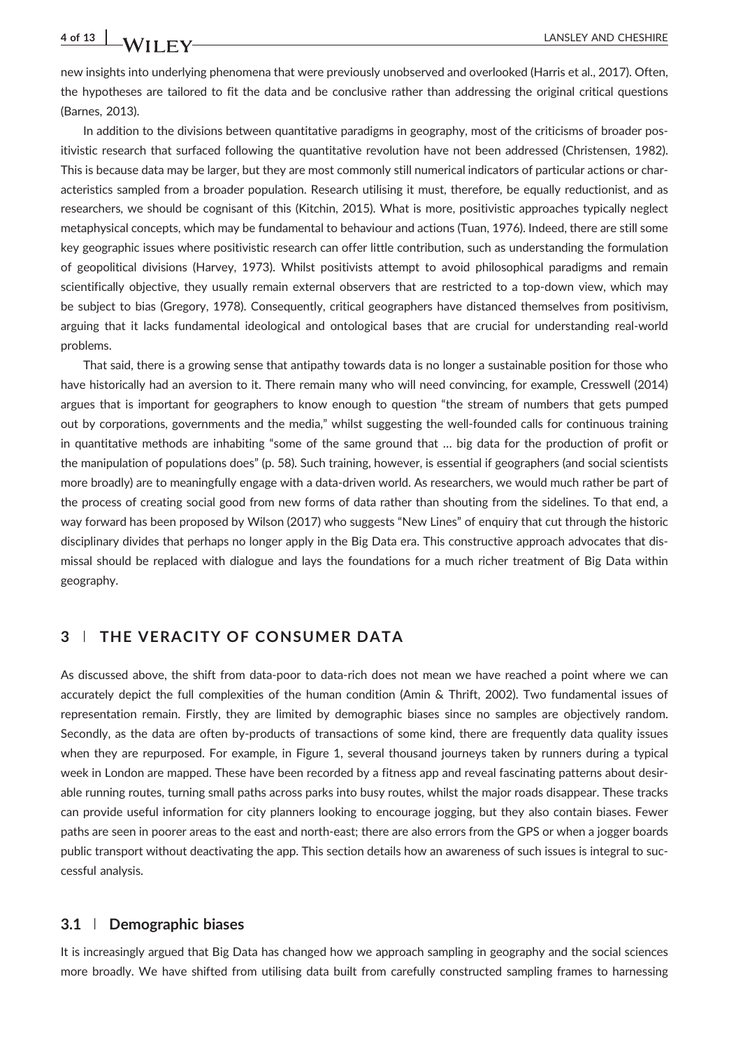new insights into underlying phenomena that were previously unobserved and overlooked (Harris et al., 2017). Often, the hypotheses are tailored to fit the data and be conclusive rather than addressing the original critical questions (Barnes, 2013).

In addition to the divisions between quantitative paradigms in geography, most of the criticisms of broader positivistic research that surfaced following the quantitative revolution have not been addressed (Christensen, 1982). This is because data may be larger, but they are most commonly still numerical indicators of particular actions or characteristics sampled from a broader population. Research utilising it must, therefore, be equally reductionist, and as researchers, we should be cognisant of this (Kitchin, 2015). What is more, positivistic approaches typically neglect metaphysical concepts, which may be fundamental to behaviour and actions (Tuan, 1976). Indeed, there are still some key geographic issues where positivistic research can offer little contribution, such as understanding the formulation of geopolitical divisions (Harvey, 1973). Whilst positivists attempt to avoid philosophical paradigms and remain scientifically objective, they usually remain external observers that are restricted to a top-down view, which may be subject to bias (Gregory, 1978). Consequently, critical geographers have distanced themselves from positivism, arguing that it lacks fundamental ideological and ontological bases that are crucial for understanding real-world problems.

That said, there is a growing sense that antipathy towards data is no longer a sustainable position for those who have historically had an aversion to it. There remain many who will need convincing, for example, Cresswell (2014) argues that is important for geographers to know enough to question "the stream of numbers that gets pumped out by corporations, governments and the media," whilst suggesting the well-founded calls for continuous training in quantitative methods are inhabiting "some of the same ground that … big data for the production of profit or the manipulation of populations does" (p. 58). Such training, however, is essential if geographers (and social scientists more broadly) are to meaningfully engage with a data-driven world. As researchers, we would much rather be part of the process of creating social good from new forms of data rather than shouting from the sidelines. To that end, a way forward has been proposed by Wilson (2017) who suggests "New Lines" of enquiry that cut through the historic disciplinary divides that perhaps no longer apply in the Big Data era. This constructive approach advocates that dismissal should be replaced with dialogue and lays the foundations for a much richer treatment of Big Data within geography.

## 3 | THE VERACITY OF CONSUMER DATA

As discussed above, the shift from data-poor to data-rich does not mean we have reached a point where we can accurately depict the full complexities of the human condition (Amin & Thrift, 2002). Two fundamental issues of representation remain. Firstly, they are limited by demographic biases since no samples are objectively random. Secondly, as the data are often by-products of transactions of some kind, there are frequently data quality issues when they are repurposed. For example, in Figure 1, several thousand journeys taken by runners during a typical week in London are mapped. These have been recorded by a fitness app and reveal fascinating patterns about desirable running routes, turning small paths across parks into busy routes, whilst the major roads disappear. These tracks can provide useful information for city planners looking to encourage jogging, but they also contain biases. Fewer paths are seen in poorer areas to the east and north-east; there are also errors from the GPS or when a jogger boards public transport without deactivating the app. This section details how an awareness of such issues is integral to successful analysis.

### 3.1 | Demographic biases

It is increasingly argued that Big Data has changed how we approach sampling in geography and the social sciences more broadly. We have shifted from utilising data built from carefully constructed sampling frames to harnessing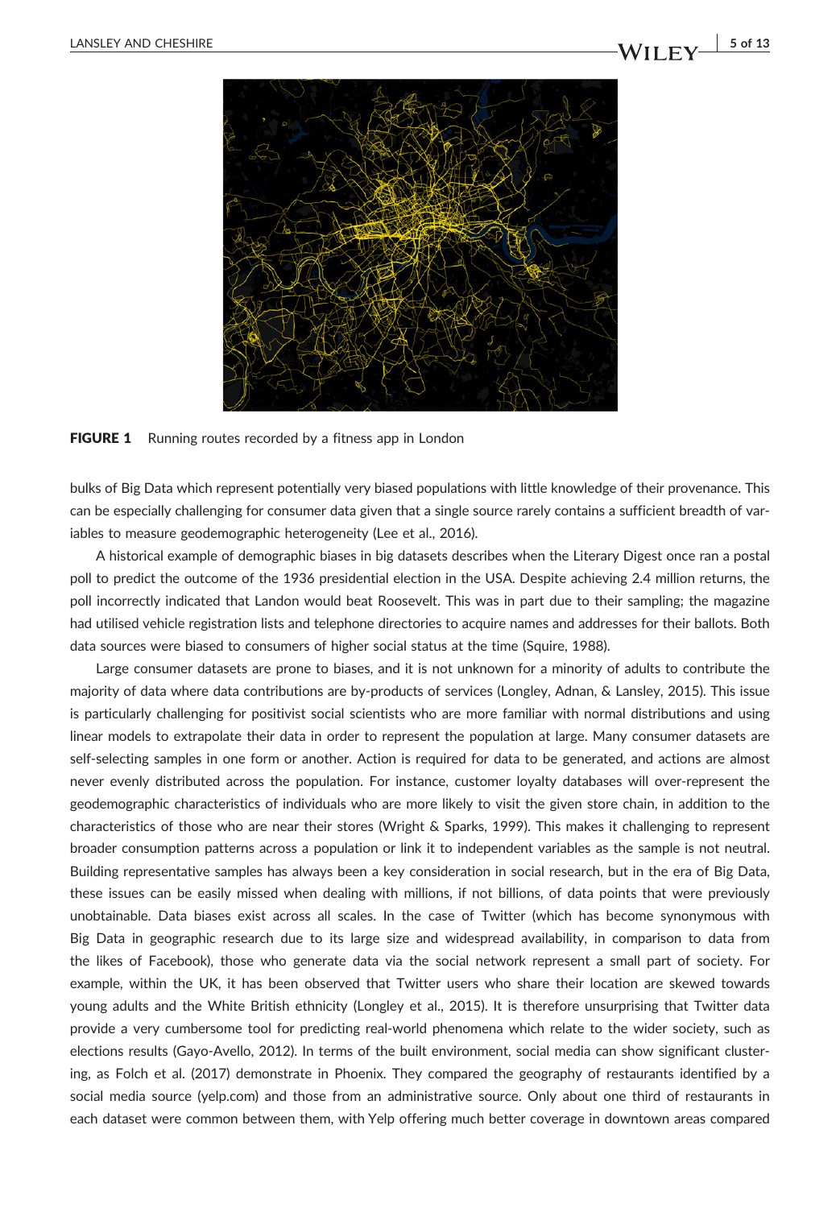FIGURE 1 Running routes recorded by a fitness app in London

bulks of Big Data which represent potentially very biased populations with little knowledge of their provenance. This can be especially challenging for consumer data given that a single source rarely contains a sufficient breadth of variables to measure geodemographic heterogeneity (Lee et al., 2016).

A historical example of demographic biases in big datasets describes when the Literary Digest once ran a postal poll to predict the outcome of the 1936 presidential election in the USA. Despite achieving 2.4 million returns, the poll incorrectly indicated that Landon would beat Roosevelt. This was in part due to their sampling; the magazine had utilised vehicle registration lists and telephone directories to acquire names and addresses for their ballots. Both data sources were biased to consumers of higher social status at the time (Squire, 1988).

Large consumer datasets are prone to biases, and it is not unknown for a minority of adults to contribute the majority of data where data contributions are by-products of services (Longley, Adnan, & Lansley, 2015). This issue is particularly challenging for positivist social scientists who are more familiar with normal distributions and using linear models to extrapolate their data in order to represent the population at large. Many consumer datasets are self-selecting samples in one form or another. Action is required for data to be generated, and actions are almost never evenly distributed across the population. For instance, customer loyalty databases will over-represent the geodemographic characteristics of individuals who are more likely to visit the given store chain, in addition to the characteristics of those who are near their stores (Wright & Sparks, 1999). This makes it challenging to represent broader consumption patterns across a population or link it to independent variables as the sample is not neutral. Building representative samples has always been a key consideration in social research, but in the era of Big Data, these issues can be easily missed when dealing with millions, if not billions, of data points that were previously unobtainable. Data biases exist across all scales. In the case of Twitter (which has become synonymous with Big Data in geographic research due to its large size and widespread availability, in comparison to data from the likes of Facebook), those who generate data via the social network represent a small part of society. For example, within the UK, it has been observed that Twitter users who share their location are skewed towards young adults and the White British ethnicity (Longley et al., 2015). It is therefore unsurprising that Twitter data provide a very cumbersome tool for predicting real-world phenomena which relate to the wider society, such as elections results (Gayo-Avello, 2012). In terms of the built environment, social media can show significant clustering, as Folch et al. (2017) demonstrate in Phoenix. They compared the geography of restaurants identified by a social media source (yelp.com) and those from an administrative source. Only about one third of restaurants in each dataset were common between them, with Yelp offering much better coverage in downtown areas compared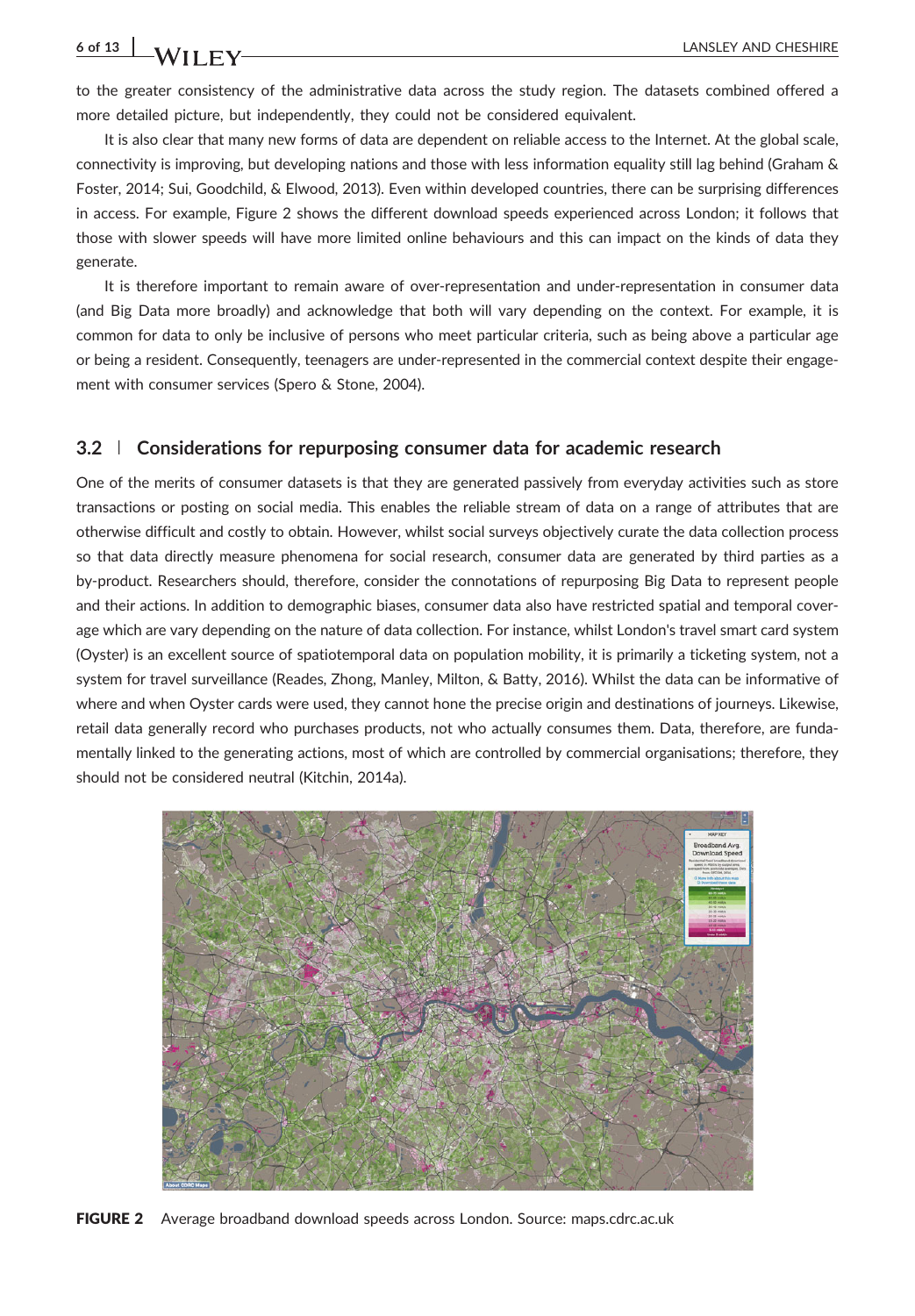to the greater consistency of the administrative data across the study region. The datasets combined offered a more detailed picture, but independently, they could not be considered equivalent.

It is also clear that many new forms of data are dependent on reliable access to the Internet. At the global scale, connectivity is improving, but developing nations and those with less information equality still lag behind (Graham & Foster, 2014; Sui, Goodchild, & Elwood, 2013). Even within developed countries, there can be surprising differences in access. For example, Figure 2 shows the different download speeds experienced across London; it follows that those with slower speeds will have more limited online behaviours and this can impact on the kinds of data they generate.

It is therefore important to remain aware of over-representation and under-representation in consumer data (and Big Data more broadly) and acknowledge that both will vary depending on the context. For example, it is common for data to only be inclusive of persons who meet particular criteria, such as being above a particular age or being a resident. Consequently, teenagers are under-represented in the commercial context despite their engagement with consumer services (Spero & Stone, 2004).

### 3.2 | Considerations for repurposing consumer data for academic research

One of the merits of consumer datasets is that they are generated passively from everyday activities such as store transactions or posting on social media. This enables the reliable stream of data on a range of attributes that are otherwise difficult and costly to obtain. However, whilst social surveys objectively curate the data collection process so that data directly measure phenomena for social research, consumer data are generated by third parties as a by-product. Researchers should, therefore, consider the connotations of repurposing Big Data to represent people and their actions. In addition to demographic biases, consumer data also have restricted spatial and temporal coverage which are vary depending on the nature of data collection. For instance, whilst London's travel smart card system (Oyster) is an excellent source of spatiotemporal data on population mobility, it is primarily a ticketing system, not a system for travel surveillance (Reades, Zhong, Manley, Milton, & Batty, 2016). Whilst the data can be informative of where and when Oyster cards were used, they cannot hone the precise origin and destinations of journeys. Likewise, retail data generally record who purchases products, not who actually consumes them. Data, therefore, are fundamentally linked to the generating actions, most of which are controlled by commercial organisations; therefore, they should not be considered neutral (Kitchin, 2014a).

MAP KEY

Broadband Avg. Download Speed

About CDRC Maps

**FIGURE 2** Average broadband download speeds across London. Source: maps.cdrc.ac.uk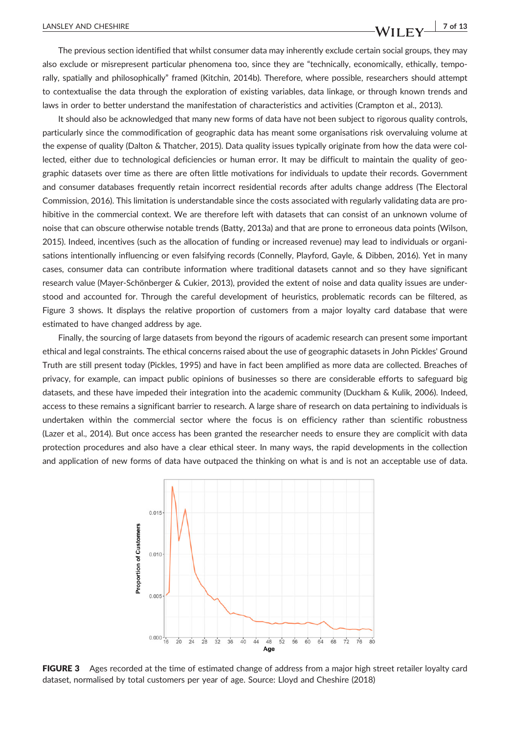The previous section identified that whilst consumer data may inherently exclude certain social groups, they may also exclude or misrepresent particular phenomena too, since they are "technically, economically, ethically, temporally, spatially and philosophically" framed (Kitchin, 2014b). Therefore, where possible, researchers should attempt to contextualise the data through the exploration of existing variables, data linkage, or through known trends and laws in order to better understand the manifestation of characteristics and activities (Crampton et al., 2013).

It should also be acknowledged that many new forms of data have not been subject to rigorous quality controls, particularly since the commodification of geographic data has meant some organisations risk overvaluing volume at the expense of quality (Dalton & Thatcher, 2015). Data quality issues typically originate from how the data were collected, either due to technological deficiencies or human error. It may be difficult to maintain the quality of geographic datasets over time as there are often little motivations for individuals to update their records. Government and consumer databases frequently retain incorrect residential records after adults change address (The Electoral Commission, 2016). This limitation is understandable since the costs associated with regularly validating data are prohibitive in the commercial context. We are therefore left with datasets that can consist of an unknown volume of noise that can obscure otherwise notable trends (Batty, 2013a) and that are prone to erroneous data points (Wilson, 2015). Indeed, incentives (such as the allocation of funding or increased revenue) may lead to individuals or organisations intentionally influencing or even falsifying records (Connelly, Playford, Gayle, & Dibben, 2016). Yet in many cases, consumer data can contribute information where traditional datasets cannot and so they have significant research value (Mayer-Schönberger & Cukier, 2013), provided the extent of noise and data quality issues are understood and accounted for. Through the careful development of heuristics, problematic records can be filtered, as Figure 3 shows. It displays the relative proportion of customers from a major loyalty card database that were estimated to have changed address by age.

Finally, the sourcing of large datasets from beyond the rigours of academic research can present some important ethical and legal constraints. The ethical concerns raised about the use of geographic datasets in John Pickles' Ground Truth are still present today (Pickles, 1995) and have in fact been amplified as more data are collected. Breaches of privacy, for example, can impact public opinions of businesses so there are considerable efforts to safeguard big datasets, and these have impeded their integration into the academic community (Duckham & Kulik, 2006). Indeed, access to these remains a significant barrier to research. A large share of research on data pertaining to individuals is undertaken within the commercial sector where the focus is on efficiency rather than scientific robustness (Lazer et al., 2014). But once access has been granted the researcher needs to ensure they are complicit with data protection procedures and also have a clear ethical steer. In many ways, the rapid developments in the collection and application of new forms of data have outpaced the thinking on what is and is not an acceptable use of data.

**FIGURE 3** Ages recorded at the time of estimated change of address from a major high street retailer loyalty card dataset, normalised by total customers per year of age. Source: Lloyd and Cheshire (2018)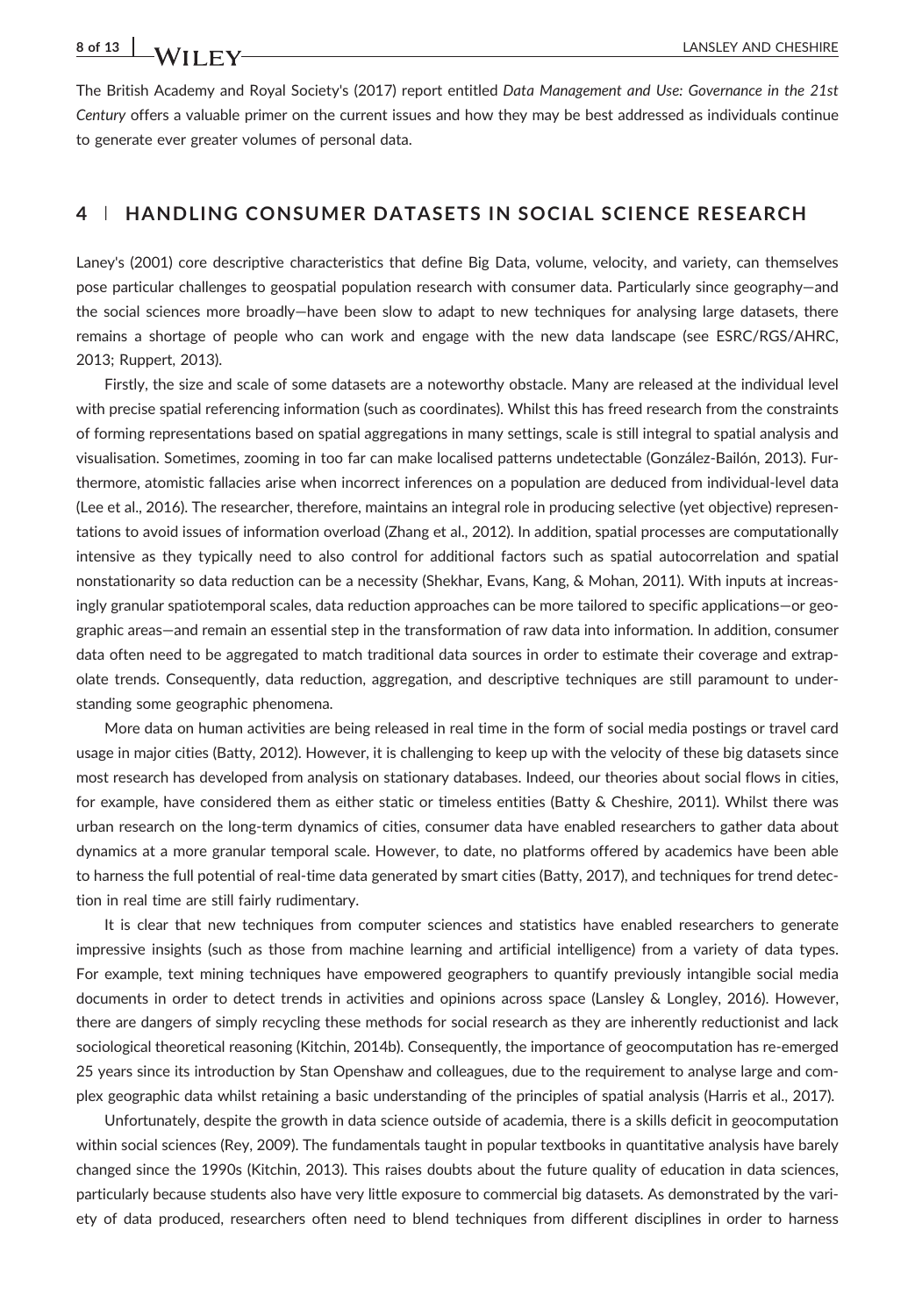The British Academy and Royal Society's (2017) report entitled *Data Management and Use: Governance in the 21st Century* offers a valuable primer on the current issues and how they may be best addressed as individuals continue to generate ever greater volumes of personal data.

## 4 | HANDLING CONSUMER DATASETS IN SOCIAL SCIENCE RESEARCH

Laney's (2001) core descriptive characteristics that define Big Data, volume, velocity, and variety, can themselves pose particular challenges to geospatial population research with consumer data. Particularly since geography—and the social sciences more broadly—have been slow to adapt to new techniques for analysing large datasets, there remains a shortage of people who can work and engage with the new data landscape (see ESRC/RGS/AHRC, 2013; Ruppert, 2013).

Firstly, the size and scale of some datasets are a noteworthy obstacle. Many are released at the individual level with precise spatial referencing information (such as coordinates). Whilst this has freed research from the constraints of forming representations based on spatial aggregations in many settings, scale is still integral to spatial analysis and visualisation. Sometimes, zooming in too far can make localised patterns undetectable (González-Bailón, 2013). Furthermore, atomistic fallacies arise when incorrect inferences on a population are deduced from individual-level data (Lee et al., 2016). The researcher, therefore, maintains an integral role in producing selective (yet objective) representations to avoid issues of information overload (Zhang et al., 2012). In addition, spatial processes are computationally intensive as they typically need to also control for additional factors such as spatial autocorrelation and spatial nonstationarity so data reduction can be a necessity (Shekhar, Evans, Kang, & Mohan, 2011). With inputs at increasingly granular spatiotemporal scales, data reduction approaches can be more tailored to specific applications—or geographic areas—and remain an essential step in the transformation of raw data into information. In addition, consumer data often need to be aggregated to match traditional data sources in order to estimate their coverage and extrapolate trends. Consequently, data reduction, aggregation, and descriptive techniques are still paramount to understanding some geographic phenomena.

More data on human activities are being released in real time in the form of social media postings or travel card usage in major cities (Batty, 2012). However, it is challenging to keep up with the velocity of these big datasets since most research has developed from analysis on stationary databases. Indeed, our theories about social flows in cities, for example, have considered them as either static or timeless entities (Batty & Cheshire, 2011). Whilst there was urban research on the long-term dynamics of cities, consumer data have enabled researchers to gather data about dynamics at a more granular temporal scale. However, to date, no platforms offered by academics have been able to harness the full potential of real-time data generated by smart cities (Batty, 2017), and techniques for trend detection in real time are still fairly rudimentary.

It is clear that new techniques from computer sciences and statistics have enabled researchers to generate impressive insights (such as those from machine learning and artificial intelligence) from a variety of data types. For example, text mining techniques have empowered geographers to quantify previously intangible social media documents in order to detect trends in activities and opinions across space (Lansley & Longley, 2016). However, there are dangers of simply recycling these methods for social research as they are inherently reductionist and lack sociological theoretical reasoning (Kitchin, 2014b). Consequently, the importance of geocomputation has re-emerged 25 years since its introduction by Stan Openshaw and colleagues, due to the requirement to analyse large and complex geographic data whilst retaining a basic understanding of the principles of spatial analysis (Harris et al., 2017).

Unfortunately, despite the growth in data science outside of academia, there is a skills deficit in geocomputation within social sciences (Rey, 2009). The fundamentals taught in popular textbooks in quantitative analysis have barely changed since the 1990s (Kitchin, 2013). This raises doubts about the future quality of education in data sciences, particularly because students also have very little exposure to commercial big datasets. As demonstrated by the variety of data produced, researchers often need to blend techniques from different disciplines in order to harness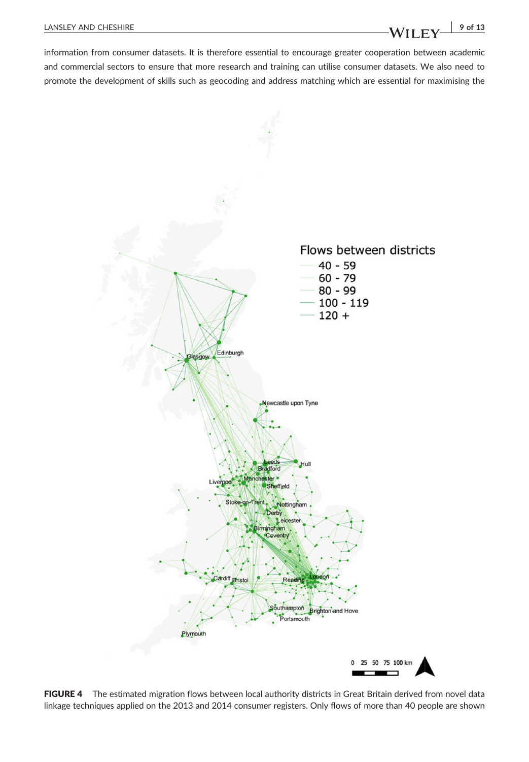information from consumer datasets. It is therefore essential to encourage greater cooperation between academic and commercial sectors to ensure that more research and training can utilise consumer datasets. We also need to promote the development of skills such as geocoding and address matching which are essential for maximising the

**FIGURE 4** The estimated migration flows between local authority districts in Great Britain derived from novel data linkage techniques applied on the 2013 and 2014 consumer registers. Only flows of more than 40 people are shown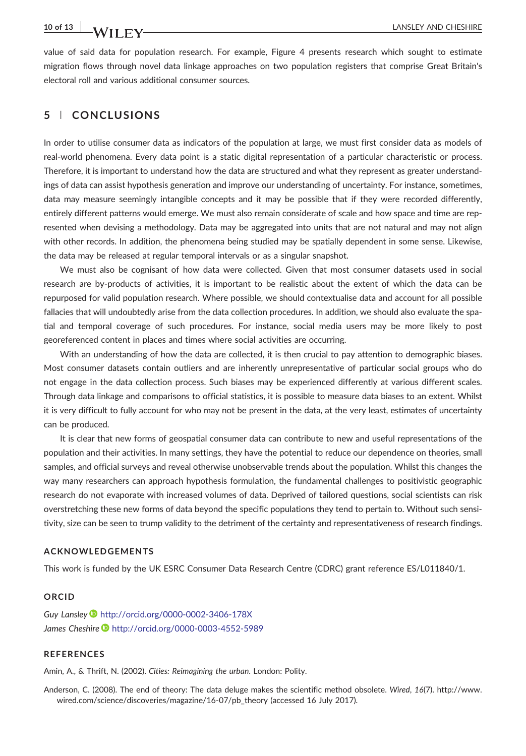value of said data for population research. For example, Figure 4 presents research which sought to estimate migration flows through novel data linkage approaches on two population registers that comprise Great Britain's electoral roll and various additional consumer sources.

## 5 | CONCLUSIONS

In order to utilise consumer data as indicators of the population at large, we must first consider data as models of real-world phenomena. Every data point is a static digital representation of a particular characteristic or process. Therefore, it is important to understand how the data are structured and what they represent as greater understandings of data can assist hypothesis generation and improve our understanding of uncertainty. For instance, sometimes, data may measure seemingly intangible concepts and it may be possible that if they were recorded differently, entirely different patterns would emerge. We must also remain considerate of scale and how space and time are represented when devising a methodology. Data may be aggregated into units that are not natural and may not align with other records. In addition, the phenomena being studied may be spatially dependent in some sense. Likewise, the data may be released at regular temporal intervals or as a singular snapshot.

We must also be cognisant of how data were collected. Given that most consumer datasets used in social research are by-products of activities, it is important to be realistic about the extent of which the data can be repurposed for valid population research. Where possible, we should contextualise data and account for all possible fallacies that will undoubtedly arise from the data collection procedures. In addition, we should also evaluate the spatial and temporal coverage of such procedures. For instance, social media users may be more likely to post georeferenced content in places and times where social activities are occurring.

With an understanding of how the data are collected, it is then crucial to pay attention to demographic biases. Most consumer datasets contain outliers and are inherently unrepresentative of particular social groups who do not engage in the data collection process. Such biases may be experienced differently at various different scales. Through data linkage and comparisons to official statistics, it is possible to measure data biases to an extent. Whilst it is very difficult to fully account for who may not be present in the data, at the very least, estimates of uncertainty can be produced.

It is clear that new forms of geospatial consumer data can contribute to new and useful representations of the population and their activities. In many settings, they have the potential to reduce our dependence on theories, small samples, and official surveys and reveal otherwise unobservable trends about the population. Whilst this changes the way many researchers can approach hypothesis formulation, the fundamental challenges to positivistic geographic research do not evaporate with increased volumes of data. Deprived of tailored questions, social scientists can risk overstretching these new forms of data beyond the specific populations they tend to pertain to. Without such sensitivity, size can be seen to trump validity to the detriment of the certainty and representativeness of research findings.

### ACKNOWLEDGEMENTS

This work is funded by the UK ESRC Consumer Data Research Centre (CDRC) grant reference ES/L011840/1.

### ORCID

*Guy Lansley* http://orcid.org/0000-0002-3406-178X

*James Cheshire* http://orcid.org/0000-0003-4552-5989

### REFERENCES

Amin, A., & Thrift, N. (2002). *Cities: Reimagining the urban*. London: Polity.

Anderson, C. (2008). The end of theory: The data deluge makes the scientific method obsolete. *Wired*, *16*(7). http://www.wired.com/science/discoveries/magazine/16-07/pb_theory (accessed 16 July 2017).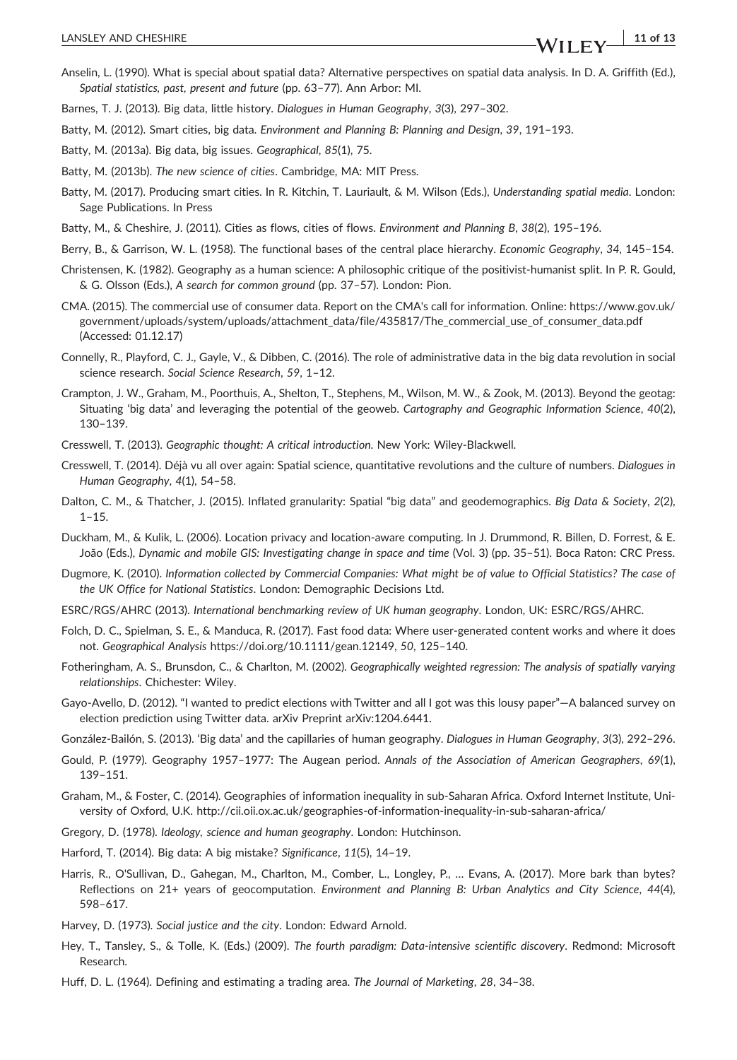Anselin, L. (1990). What is special about spatial data? Alternative perspectives on spatial data analysis. In D. A. Griffith (Ed.), *Spatial statistics, past, present and future* (pp. 63–77). Ann Arbor: MI.

Barnes, T. J. (2013). Big data, little history. *Dialogues in Human Geography*, *3*(3), 297–302.

Batty, M. (2012). Smart cities, big data. *Environment and Planning B: Planning and Design*, *39*, 191–193.

Batty, M. (2013a). Big data, big issues. *Geographical*, *85*(1), 75.

Batty, M. (2013b). *The new science of cities*. Cambridge, MA: MIT Press.

Batty, M. (2017). Producing smart cities. In R. Kitchin, T. Lauriault, & M. Wilson (Eds.), *Understanding spatial media*. London: Sage Publications. In Press

Batty, M., & Cheshire, J. (2011). Cities as flows, cities of flows. *Environment and Planning B*, *38*(2), 195–196.

Berry, B., & Garrison, W. L. (1958). The functional bases of the central place hierarchy. *Economic Geography*, *34*, 145–154.

Christensen, K. (1982). Geography as a human science: A philosophic critique of the positivist-humanist split. In P. R. Gould, & G. Olsson (Eds.), *A search for common ground* (pp. 37–57). London: Pion.

CMA. (2015). The commercial use of consumer data. Report on the CMA's call for information. Online: https://www.gov.uk/government/uploads/system/uploads/attachment_data/file/435817/The_commercial_use_of_consumer_data.pdf (Accessed: 01.12.17)

Connelly, R., Playford, C. J., Gayle, V., & Dibben, C. (2016). The role of administrative data in the big data revolution in social science research. *Social Science Research*, *59*, 1–12.

Crampton, J. W., Graham, M., Poorthuis, A., Shelton, T., Stephens, M., Wilson, M. W., & Zook, M. (2013). Beyond the geotag: Situating 'big data' and leveraging the potential of the geoweb. *Cartography and Geographic Information Science*, *40*(2), 130–139.

Cresswell, T. (2013). *Geographic thought: A critical introduction*. New York: Wiley-Blackwell.

Cresswell, T. (2014). Déjà vu all over again: Spatial science, quantitative revolutions and the culture of numbers. *Dialogues in Human Geography*, *4*(1), 54–58.

Dalton, C. M., & Thatcher, J. (2015). Inflated granularity: Spatial "big data" and geodemographics. *Big Data & Society*, *2*(2), 1–15.

Duckham, M., & Kulik, L. (2006). Location privacy and location-aware computing. In J. Drummond, R. Billen, D. Forrest, & E. João (Eds.), *Dynamic and mobile GIS: Investigating change in space and time* (Vol. 3) (pp. 35–51). Boca Raton: CRC Press.

Dugmore, K. (2010). *Information collected by Commercial Companies: What might be of value to Official Statistics? The case of the UK Office for National Statistics*. London: Demographic Decisions Ltd.

ESRC/RGS/AHRC (2013). *International benchmarking review of UK human geography*. London, UK: ESRC/RGS/AHRC.

Folch, D. C., Spielman, S. E., & Manduca, R. (2017). Fast food data: Where user-generated content works and where it does not. *Geographical Analysis* https://doi.org/10.1111/gean.12149, *50*, 125–140.

Fotheringham, A. S., Brunsdon, C., & Charlton, M. (2002). *Geographically weighted regression: The analysis of spatially varying relationships*. Chichester: Wiley.

Gayo-Avello, D. (2012). "I wanted to predict elections with Twitter and all I got was this lousy paper"—A balanced survey on election prediction using Twitter data. arXiv Preprint arXiv:1204.6441.

González-Bailón, S. (2013). 'Big data' and the capillaries of human geography. *Dialogues in Human Geography*, *3*(3), 292–296.

Gould, P. (1979). Geography 1957–1977: The Augean period. *Annals of the Association of American Geographers*, *69*(1), 139–151.

Graham, M., & Foster, C. (2014). Geographies of information inequality in sub-Saharan Africa. Oxford Internet Institute, University of Oxford, U.K. http://cii.oii.ox.ac.uk/geographies-of-information-inequality-in-sub-saharan-africa/

Gregory, D. (1978). *Ideology, science and human geography*. London: Hutchinson.

Harford, T. (2014). Big data: A big mistake? *Significance*, *11*(5), 14–19.

Harris, R., O'Sullivan, D., Gahegan, M., Charlton, M., Comber, L., Longley, P., … Evans, A. (2017). More bark than bytes? Reflections on 21+ years of geocomputation. *Environment and Planning B: Urban Analytics and City Science*, *44*(4), 598–617.

Harvey, D. (1973). *Social justice and the city*. London: Edward Arnold.

Hey, T., Tansley, S., & Tolle, K. (Eds.) (2009). *The fourth paradigm: Data-intensive scientific discovery*. Redmond: Microsoft Research.

Huff, D. L. (1964). Defining and estimating a trading area. *The Journal of Marketing*, *28*, 34–38.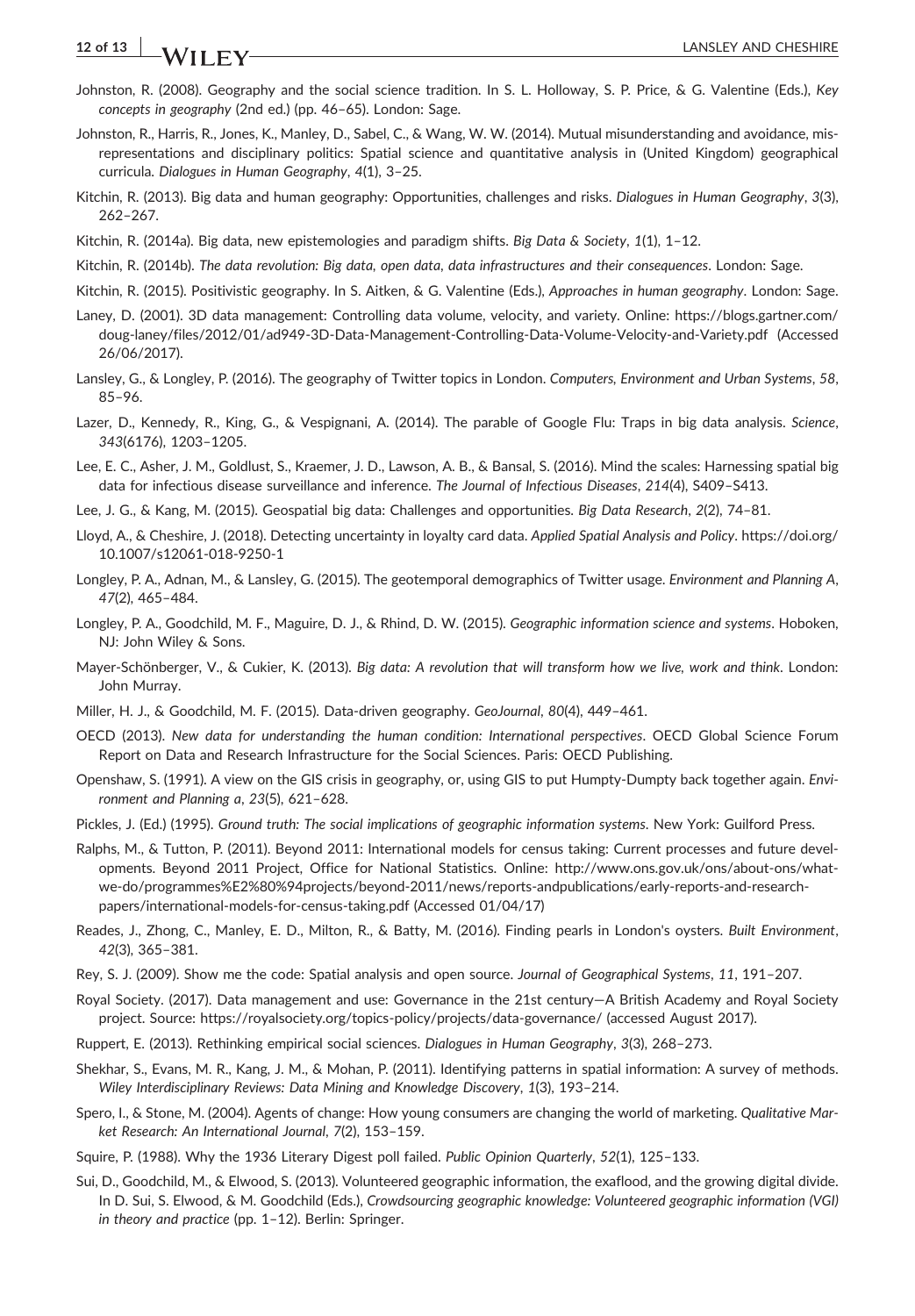Johnston, R. (2008). Geography and the social science tradition. In S. L. Holloway, S. P. Price, & G. Valentine (Eds.), *Key concepts in geography* (2nd ed.) (pp. 46–65). London: Sage.

Johnston, R., Harris, R., Jones, K., Manley, D., Sabel, C., & Wang, W. W. (2014). Mutual misunderstanding and avoidance, misrepresentations and disciplinary politics: Spatial science and quantitative analysis in (United Kingdom) geographical curricula. *Dialogues in Human Geography*, *4*(1), 3–25.

Kitchin, R. (2013). Big data and human geography: Opportunities, challenges and risks. *Dialogues in Human Geography*, *3*(3), 262–267.

Kitchin, R. (2014a). Big data, new epistemologies and paradigm shifts. *Big Data & Society*, *1*(1), 1–12.

Kitchin, R. (2014b). *The data revolution: Big data, open data, data infrastructures and their consequences*. London: Sage.

Kitchin, R. (2015). Positivistic geography. In S. Aitken, & G. Valentine (Eds.), *Approaches in human geography*. London: Sage.

Laney, D. (2001). 3D data management: Controlling data volume, velocity, and variety. Online: https://blogs.gartner.com/doug-laney/files/2012/01/ad949-3D-Data-Management-Controlling-Data-Volume-Velocity-and-Variety.pdf (Accessed 26/06/2017).

Lansley, G., & Longley, P. (2016). The geography of Twitter topics in London. *Computers, Environment and Urban Systems*, *58*, 85–96.

Lazer, D., Kennedy, R., King, G., & Vespignani, A. (2014). The parable of Google Flu: Traps in big data analysis. *Science*, *343*(6176), 1203–1205.

Lee, E. C., Asher, J. M., Goldlust, S., Kraemer, J. D., Lawson, A. B., & Bansal, S. (2016). Mind the scales: Harnessing spatial big data for infectious disease surveillance and inference. *The Journal of Infectious Diseases*, *214*(4), S409–S413.

Lee, J. G., & Kang, M. (2015). Geospatial big data: Challenges and opportunities. *Big Data Research*, *2*(2), 74–81.

Lloyd, A., & Cheshire, J. (2018). Detecting uncertainty in loyalty card data. *Applied Spatial Analysis and Policy*. https://doi.org/10.1007/s12061-018-9250-1

Longley, P. A., Adnan, M., & Lansley, G. (2015). The geotemporal demographics of Twitter usage. *Environment and Planning A*, *47*(2), 465–484.

Longley, P. A., Goodchild, M. F., Maguire, D. J., & Rhind, D. W. (2015). *Geographic information science and systems*. Hoboken, NJ: John Wiley & Sons.

Mayer-Schönberger, V., & Cukier, K. (2013). *Big data: A revolution that will transform how we live, work and think*. London: John Murray.

Miller, H. J., & Goodchild, M. F. (2015). Data-driven geography. *GeoJournal*, *80*(4), 449–461.

OECD (2013). *New data for understanding the human condition: International perspectives*. OECD Global Science Forum Report on Data and Research Infrastructure for the Social Sciences. Paris: OECD Publishing.

Openshaw, S. (1991). A view on the GIS crisis in geography, or, using GIS to put Humpty-Dumpty back together again. *Environment and Planning a*, *23*(5), 621–628.

Pickles, J. (Ed.) (1995). *Ground truth: The social implications of geographic information systems*. New York: Guilford Press.

Ralphs, M., & Tutton, P. (2011). Beyond 2011: International models for census taking: Current processes and future developments. Beyond 2011 Project, Office for National Statistics. Online: http://www.ons.gov.uk/ons/about-ons/what-we-do/programmes%E2%80%94projects/beyond-2011/news/reports-andpublications/early-reports-and-research-papers/international-models-for-census-taking.pdf (Accessed 01/04/17)

Reades, J., Zhong, C., Manley, E. D., Milton, R., & Batty, M. (2016). Finding pearls in London's oysters. *Built Environment*, *42*(3), 365–381.

Rey, S. J. (2009). Show me the code: Spatial analysis and open source. *Journal of Geographical Systems*, *11*, 191–207.

Royal Society. (2017). Data management and use: Governance in the 21st century—A British Academy and Royal Society project. Source: https://royalsociety.org/topics-policy/projects/data-governance/ (accessed August 2017).

Ruppert, E. (2013). Rethinking empirical social sciences. *Dialogues in Human Geography*, *3*(3), 268–273.

Shekhar, S., Evans, M. R., Kang, J. M., & Mohan, P. (2011). Identifying patterns in spatial information: A survey of methods. *Wiley Interdisciplinary Reviews: Data Mining and Knowledge Discovery*, *1*(3), 193–214.

Spero, I., & Stone, M. (2004). Agents of change: How young consumers are changing the world of marketing. *Qualitative Market Research: An International Journal*, *7*(2), 153–159.

Squire, P. (1988). Why the 1936 Literary Digest poll failed. *Public Opinion Quarterly*, *52*(1), 125–133.

Sui, D., Goodchild, M., & Elwood, S. (2013). Volunteered geographic information, the exaflood, and the growing digital divide. In D. Sui, S. Elwood, & M. Goodchild (Eds.), *Crowdsourcing geographic knowledge: Volunteered geographic information (VGI) in theory and practice* (pp. 1–12). Berlin: Springer.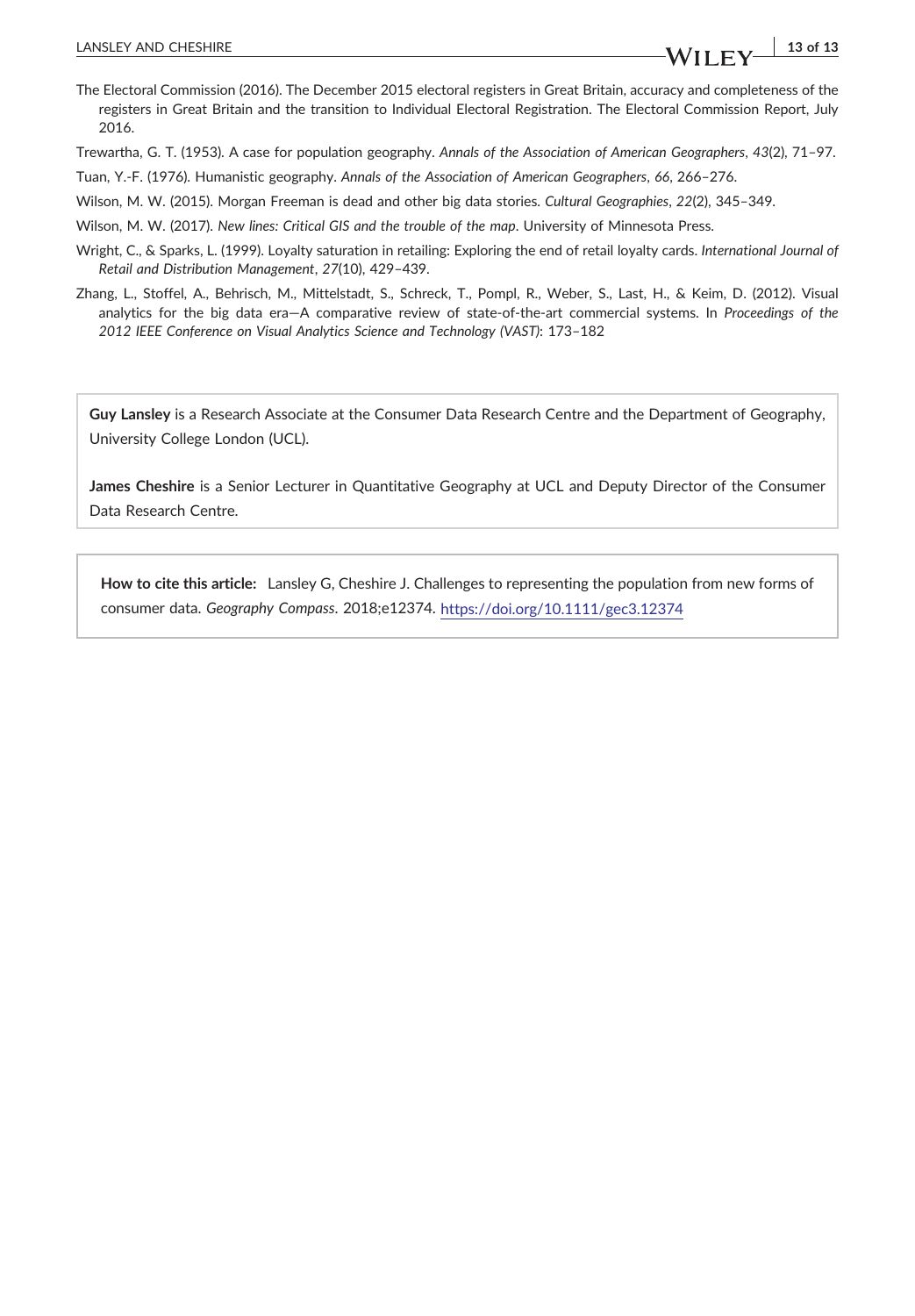The Electoral Commission (2016). The December 2015 electoral registers in Great Britain, accuracy and completeness of the registers in Great Britain and the transition to Individual Electoral Registration. The Electoral Commission Report, July 2016.

Trewartha, G. T. (1953). A case for population geography. *Annals of the Association of American Geographers*, *43*(2), 71–97.

Tuan, Y.-F. (1976). Humanistic geography. *Annals of the Association of American Geographers*, *66*, 266–276.

Wilson, M. W. (2015). Morgan Freeman is dead and other big data stories. *Cultural Geographies*, *22*(2), 345–349.

Wilson, M. W. (2017). *New lines: Critical GIS and the trouble of the map*. University of Minnesota Press.

Wright, C., & Sparks, L. (1999). Loyalty saturation in retailing: Exploring the end of retail loyalty cards. *International Journal of Retail and Distribution Management*, *27*(10), 429–439.

Zhang, L., Stoffel, A., Behrisch, M., Mittelstadt, S., Schreck, T., Pompl, R., Weber, S., Last, H., & Keim, D. (2012). Visual analytics for the big data era—A comparative review of state-of-the-art commercial systems. In *Proceedings of the 2012 IEEE Conference on Visual Analytics Science and Technology (VAST)*: 173–182

**Guy Lansley** is a Research Associate at the Consumer Data Research Centre and the Department of Geography, University College London (UCL).

**James Cheshire** is a Senior Lecturer in Quantitative Geography at UCL and Deputy Director of the Consumer Data Research Centre.

**How to cite this article:** Lansley G, Cheshire J. Challenges to representing the population from new forms of consumer data. *Geography Compass*. 2018;e12374. https://doi.org/10.1111/gec3.12374